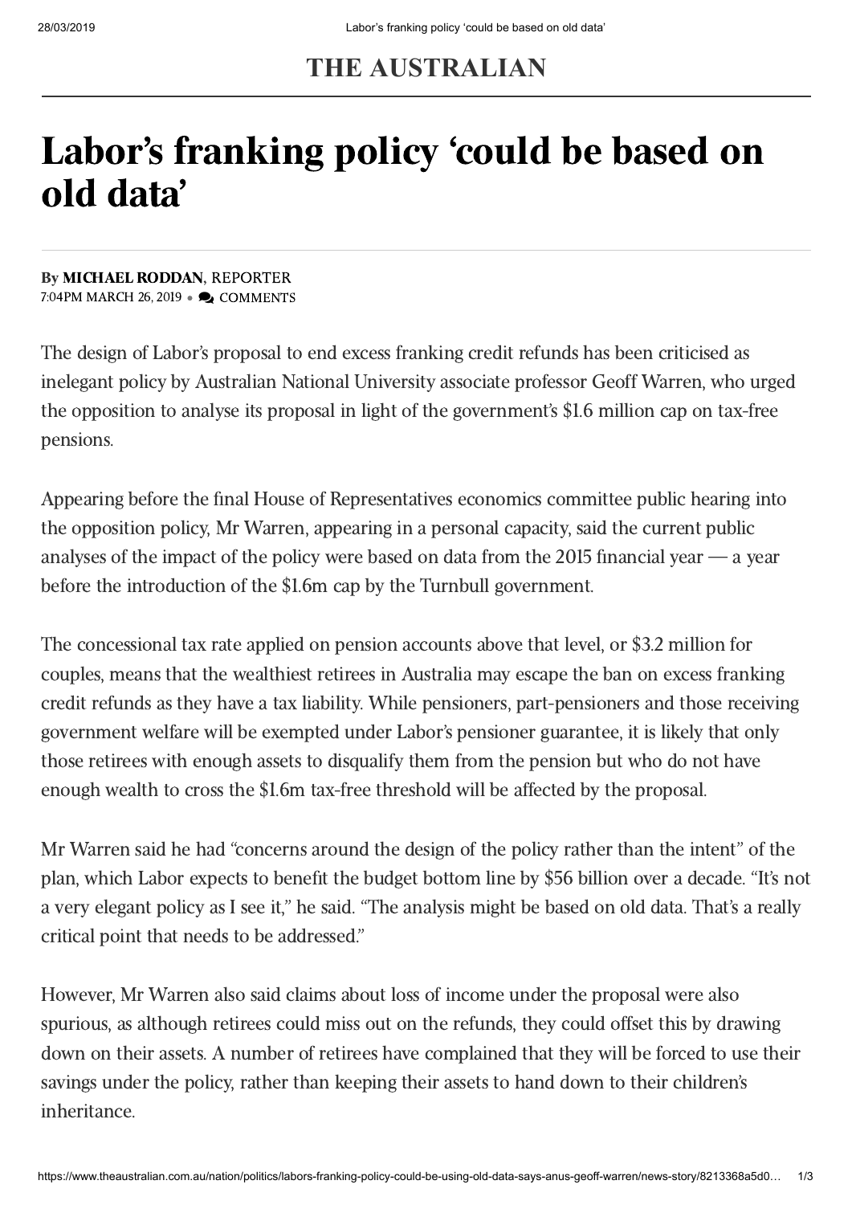THE AUSTRALIAN

# Labor's franking policy 'could be based on old data'

By **MICHAEL RODDAN**, REPORTER
7:04PM MARCH 26, 2019 • COMMENTS

The design of Labor's proposal to end excess franking credit refunds has been criticised as inelegant policy by Australian National University associate professor Geoff Warren, who urged the opposition to analyse its proposal in light of the government's $1.6 million cap on tax-free pensions.

Appearing before the final House of Representatives economics committee public hearing into the opposition policy, Mr Warren, appearing in a personal capacity, said the current public analyses of the impact of the policy were based on data from the 2015 financial year — a year before the introduction of the $1.6m cap by the Turnbull government.

The concessional tax rate applied on pension accounts above that level, or $3.2 million for couples, means that the wealthiest retirees in Australia may escape the ban on excess franking credit refunds as they have a tax liability. While pensioners, part-pensioners and those receiving government welfare will be exempted under Labor's pensioner guarantee, it is likely that only those retirees with enough assets to disqualify them from the pension but who do not have enough wealth to cross the $1.6m tax-free threshold will be affected by the proposal.

Mr Warren said he had "concerns around the design of the policy rather than the intent" of the plan, which Labor expects to benefit the budget bottom line by $56 billion over a decade. "It's not a very elegant policy as I see it," he said. "The analysis might be based on old data. That's a really critical point that needs to be addressed."

However, Mr Warren also said claims about loss of income under the proposal were also spurious, as although retirees could miss out on the refunds, they could offset this by drawing down on their assets. A number of retirees have complained that they will be forced to use their savings under the policy, rather than keeping their assets to hand down to their children's inheritance.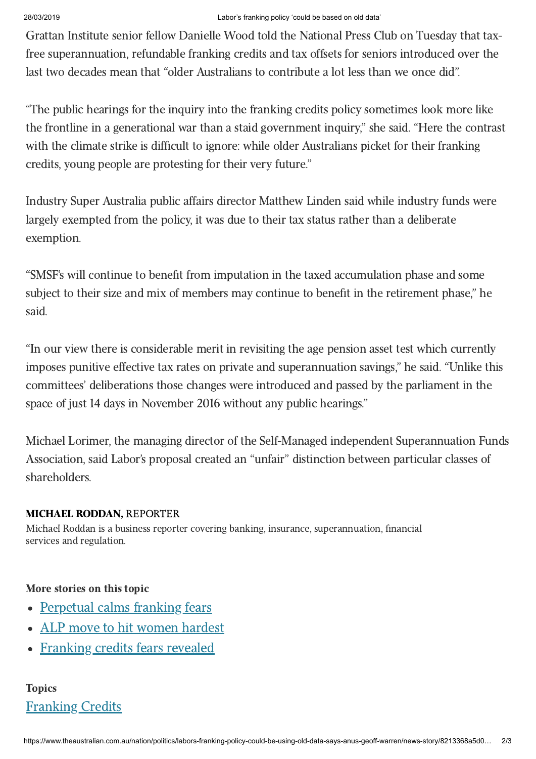Grattan Institute senior fellow Danielle Wood told the National Press Club on Tuesday that tax-free superannuation, refundable franking credits and tax offsets for seniors introduced over the last two decades mean that "older Australians to contribute a lot less than we once did".

"The public hearings for the inquiry into the franking credits policy sometimes look more like the frontline in a generational war than a staid government inquiry," she said. "Here the contrast with the climate strike is difficult to ignore: while older Australians picket for their franking credits, young people are protesting for their very future."

Industry Super Australia public affairs director Matthew Linden said while industry funds were largely exempted from the policy, it was due to their tax status rather than a deliberate exemption.

"SMSF's will continue to benefit from imputation in the taxed accumulation phase and some subject to their size and mix of members may continue to benefit in the retirement phase," he said.

"In our view there is considerable merit in revisiting the age pension asset test which currently imposes punitive effective tax rates on private and superannuation savings," he said. "Unlike this committees' deliberations those changes were introduced and passed by the parliament in the space of just 14 days in November 2016 without any public hearings."

Michael Lorimer, the managing director of the Self-Managed independent Superannuation Funds Association, said Labor's proposal created an "unfair" distinction between particular classes of shareholders.

**MICHAEL RODDAN,** REPORTER

Michael Roddan is a business reporter covering banking, insurance, superannuation, financial services and regulation.

**More stories on this topic**

- Perpetual calms franking fears
- ALP move to hit women hardest
- Franking credits fears revealed

**Topics**

Franking Credits